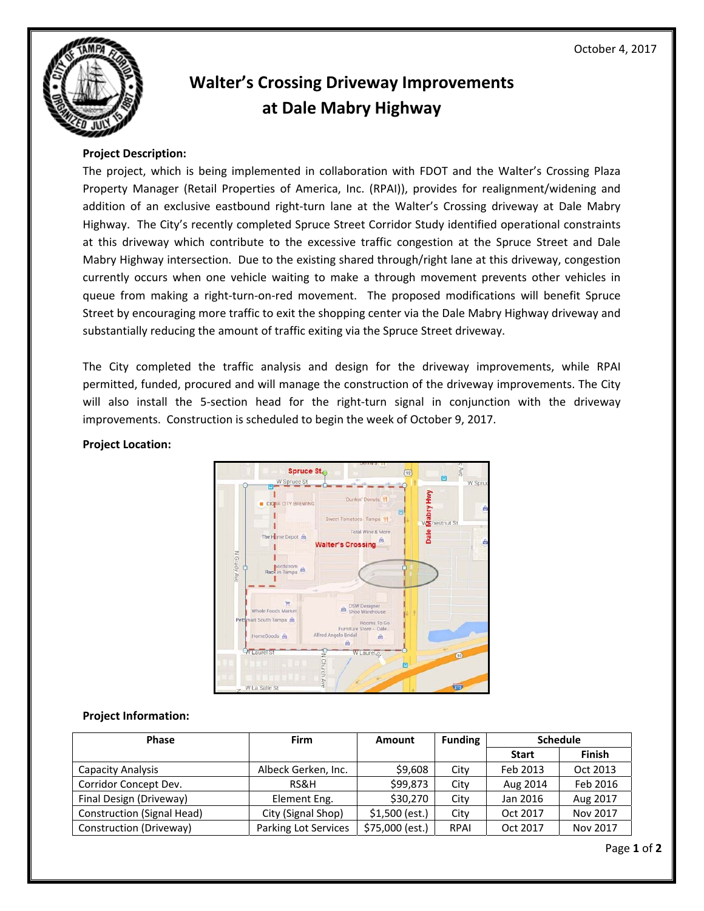October 4, 2017

# Walter's Crossing Driveway Improvements at Dale Mabry Highway

**Project Description:**

The project, which is being implemented in collaboration with FDOT and the Walter's Crossing Plaza Property Manager (Retail Properties of America, Inc. (RPAI)), provides for realignment/widening and addition of an exclusive eastbound right-turn lane at the Walter's Crossing driveway at Dale Mabry Highway. The City's recently completed Spruce Street Corridor Study identified operational constraints at this driveway which contribute to the excessive traffic congestion at the Spruce Street and Dale Mabry Highway intersection. Due to the existing shared through/right lane at this driveway, congestion currently occurs when one vehicle waiting to make a through movement prevents other vehicles in queue from making a right-turn-on-red movement. The proposed modifications will benefit Spruce Street by encouraging more traffic to exit the shopping center via the Dale Mabry Highway driveway and substantially reducing the amount of traffic exiting via the Spruce Street driveway.

The City completed the traffic analysis and design for the driveway improvements, while RPAI permitted, funded, procured and will manage the construction of the driveway improvements. The City will also install the 5-section head for the right-turn signal in conjunction with the driveway improvements. Construction is scheduled to begin the week of October 9, 2017.

**Project Location:**

**Project Information:**

| Phase | Firm | Amount | Funding | Schedule | |
|---|---|---|---|---|---|
| | | | | Start | Finish |
| Capacity Analysis | Albeck Gerken, Inc. | $9,608 | City | Feb 2013 | Oct 2013 |
| Corridor Concept Dev. | RS&H | $99,873 | City | Aug 2014 | Feb 2016 |
| Final Design (Driveway) | Element Eng. | $30,270 | City | Jan 2016 | Aug 2017 |
| Construction (Signal Head) | City (Signal Shop) | $1,500 (est.) | City | Oct 2017 | Nov 2017 |
| Construction (Driveway) | Parking Lot Services | $75,000 (est.) | RPAI | Oct 2017 | Nov 2017 |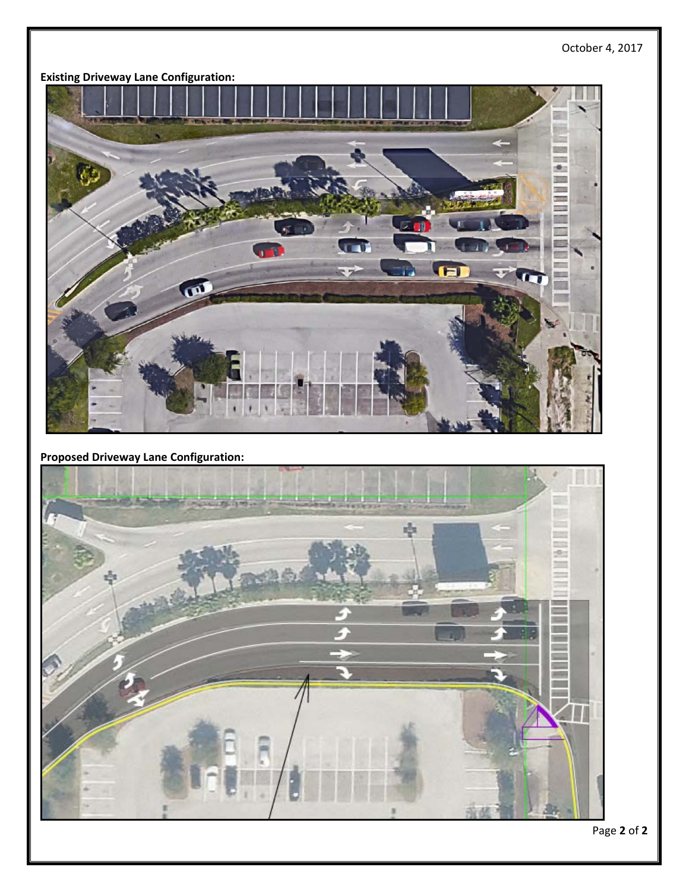**Existing Driveway Lane Configuration:**

**Proposed Driveway Lane Configuration:**